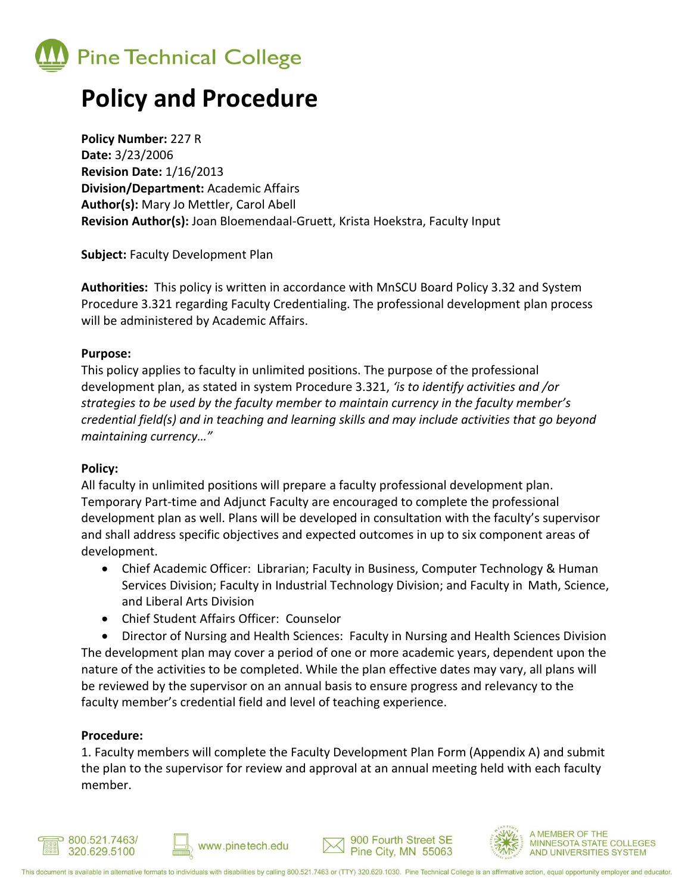# Pine Technical College

# Policy and Procedure

**Policy Number:** 227 R
**Date:** 3/23/2006
**Revision Date:** 1/16/2013
**Division/Department:** Academic Affairs
**Author(s):** Mary Jo Mettler, Carol Abell
**Revision Author(s):** Joan Bloemendaal-Gruett, Krista Hoekstra, Faculty Input

**Subject:** Faculty Development Plan

**Authorities:** This policy is written in accordance with MnSCU Board Policy 3.32 and System Procedure 3.321 regarding Faculty Credentialing. The professional development plan process will be administered by Academic Affairs.

**Purpose:**
This policy applies to faculty in unlimited positions. The purpose of the professional development plan, as stated in system Procedure 3.321, *'is to identify activities and /or strategies to be used by the faculty member to maintain currency in the faculty member's credential field(s) and in teaching and learning skills and may include activities that go beyond maintaining currency…"*

**Policy:**
All faculty in unlimited positions will prepare a faculty professional development plan. Temporary Part-time and Adjunct Faculty are encouraged to complete the professional development plan as well. Plans will be developed in consultation with the faculty's supervisor and shall address specific objectives and expected outcomes in up to six component areas of development.

- Chief Academic Officer: Librarian; Faculty in Business, Computer Technology & Human Services Division; Faculty in Industrial Technology Division; and Faculty in Math, Science, and Liberal Arts Division
- Chief Student Affairs Officer: Counselor
- Director of Nursing and Health Sciences: Faculty in Nursing and Health Sciences Division

The development plan may cover a period of one or more academic years, dependent upon the nature of the activities to be completed. While the plan effective dates may vary, all plans will be reviewed by the supervisor on an annual basis to ensure progress and relevancy to the faculty member's credential field and level of teaching experience.

**Procedure:**
1. Faculty members will complete the Faculty Development Plan Form (Appendix A) and submit the plan to the supervisor for review and approval at an annual meeting held with each faculty member.

800.521.7463/ 320.629.5100 | www.pinetech.edu | 900 Fourth Street SE Pine City, MN 55063 | A MEMBER OF THE MINNESOTA STATE COLLEGES AND UNIVERSITIES SYSTEM

This document is available in alternative formats to individuals with disabilities by calling 800.521.7463 or (TTY) 320.629.1030. Pine Technical College is an affirmative action, equal opportunity employer and educator.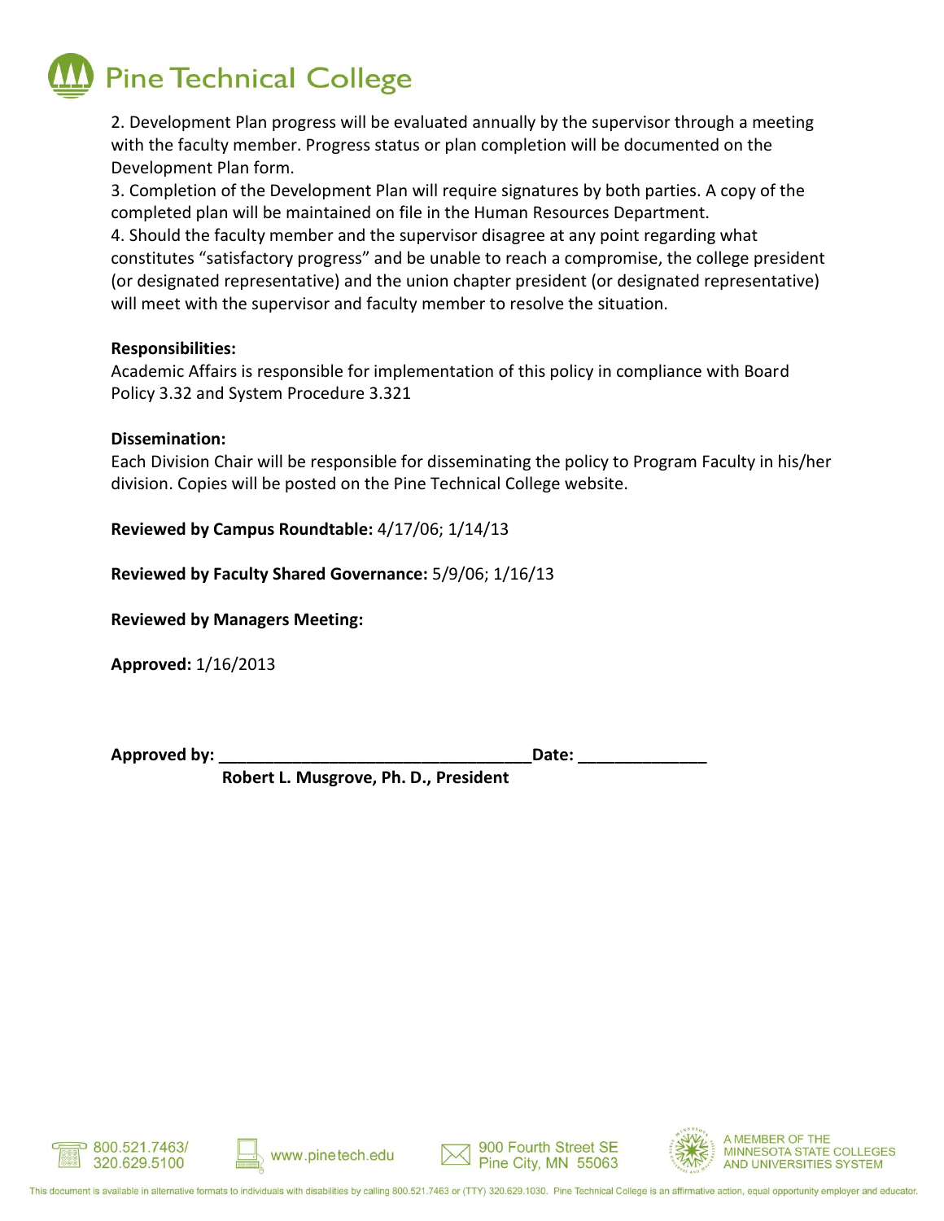2. Development Plan progress will be evaluated annually by the supervisor through a meeting with the faculty member. Progress status or plan completion will be documented on the Development Plan form.

3. Completion of the Development Plan will require signatures by both parties. A copy of the completed plan will be maintained on file in the Human Resources Department.

4. Should the faculty member and the supervisor disagree at any point regarding what constitutes "satisfactory progress" and be unable to reach a compromise, the college president (or designated representative) and the union chapter president (or designated representative) will meet with the supervisor and faculty member to resolve the situation.

**Responsibilities:**

Academic Affairs is responsible for implementation of this policy in compliance with Board Policy 3.32 and System Procedure 3.321

**Dissemination:**

Each Division Chair will be responsible for disseminating the policy to Program Faculty in his/her division. Copies will be posted on the Pine Technical College website.

**Reviewed by Campus Roundtable:** 4/17/06; 1/14/13

**Reviewed by Faculty Shared Governance:** 5/9/06; 1/16/13

**Reviewed by Managers Meeting:**

**Approved:** 1/16/2013

**Approved by: ___________________________________Date: ______________**

**Robert L. Musgrove, Ph. D., President**